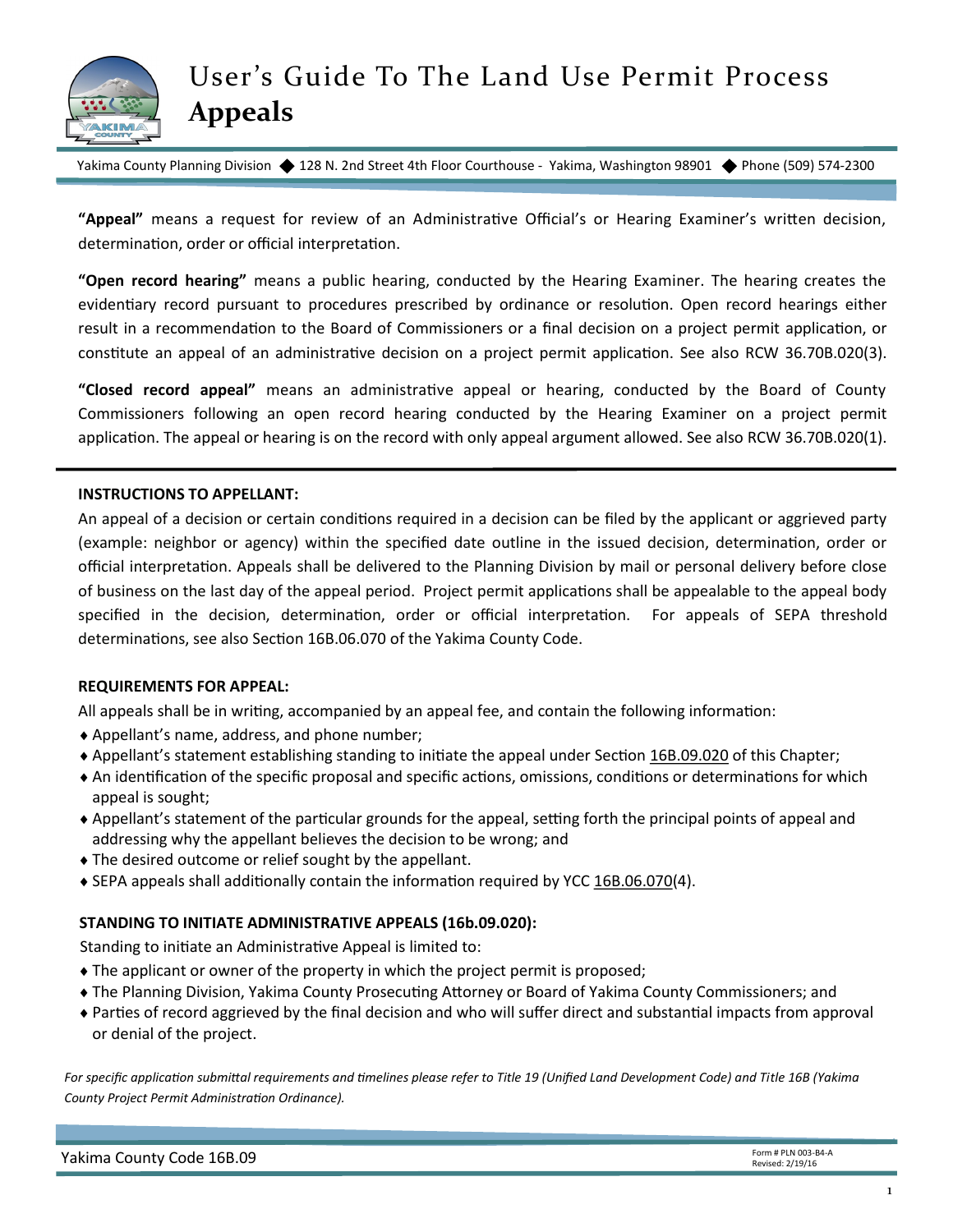# User's Guide To The Land Use Permit Process
## Appeals

Yakima County Planning Division ◆ 128 N. 2nd Street 4th Floor Courthouse - Yakima, Washington 98901 ◆ Phone (509) 574-2300

**"Appeal"** means a request for review of an Administrative Official's or Hearing Examiner's written decision, determination, order or official interpretation.

**"Open record hearing"** means a public hearing, conducted by the Hearing Examiner. The hearing creates the evidentiary record pursuant to procedures prescribed by ordinance or resolution. Open record hearings either result in a recommendation to the Board of Commissioners or a final decision on a project permit application, or constitute an appeal of an administrative decision on a project permit application. See also RCW 36.70B.020(3).

**"Closed record appeal"** means an administrative appeal or hearing, conducted by the Board of County Commissioners following an open record hearing conducted by the Hearing Examiner on a project permit application. The appeal or hearing is on the record with only appeal argument allowed. See also RCW 36.70B.020(1).

---

**INSTRUCTIONS TO APPELLANT:**

An appeal of a decision or certain conditions required in a decision can be filed by the applicant or aggrieved party (example: neighbor or agency) within the specified date outline in the issued decision, determination, order or official interpretation. Appeals shall be delivered to the Planning Division by mail or personal delivery before close of business on the last day of the appeal period. Project permit applications shall be appealable to the appeal body specified in the decision, determination, order or official interpretation. For appeals of SEPA threshold determinations, see also Section 16B.06.070 of the Yakima County Code.

**REQUIREMENTS FOR APPEAL:**

All appeals shall be in writing, accompanied by an appeal fee, and contain the following information:

- Appellant's name, address, and phone number;
- Appellant's statement establishing standing to initiate the appeal under Section 16B.09.020 of this Chapter;
- An identification of the specific proposal and specific actions, omissions, conditions or determinations for which appeal is sought;
- Appellant's statement of the particular grounds for the appeal, setting forth the principal points of appeal and addressing why the appellant believes the decision to be wrong; and
- The desired outcome or relief sought by the appellant.
- SEPA appeals shall additionally contain the information required by YCC 16B.06.070(4).

**STANDING TO INITIATE ADMINISTRATIVE APPEALS (16b.09.020):**

Standing to initiate an Administrative Appeal is limited to:

- The applicant or owner of the property in which the project permit is proposed;
- The Planning Division, Yakima County Prosecuting Attorney or Board of Yakima County Commissioners; and
- Parties of record aggrieved by the final decision and who will suffer direct and substantial impacts from approval or denial of the project.

*For specific application submittal requirements and timelines please refer to Title 19 (Unified Land Development Code) and Title 16B (Yakima County Project Permit Administration Ordinance).*

Yakima County Code 16B.09

Form # PLN 003-B4-A
Revised: 2/19/16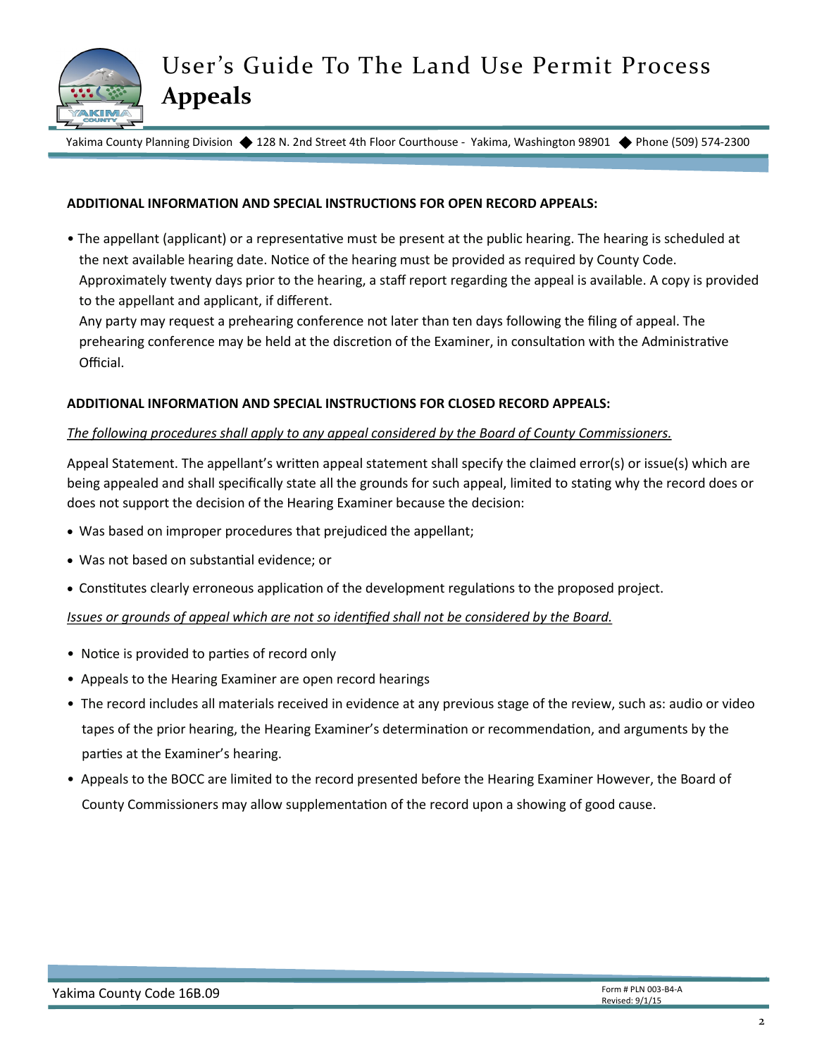**ADDITIONAL INFORMATION AND SPECIAL INSTRUCTIONS FOR OPEN RECORD APPEALS:**

- The appellant (applicant) or a representative must be present at the public hearing. The hearing is scheduled at the next available hearing date. Notice of the hearing must be provided as required by County Code. Approximately twenty days prior to the hearing, a staff report regarding the appeal is available. A copy is provided to the appellant and applicant, if different.

  Any party may request a prehearing conference not later than ten days following the filing of appeal. The prehearing conference may be held at the discretion of the Examiner, in consultation with the Administrative Official.

**ADDITIONAL INFORMATION AND SPECIAL INSTRUCTIONS FOR CLOSED RECORD APPEALS:**

*The following procedures shall apply to any appeal considered by the Board of County Commissioners.*

Appeal Statement. The appellant's written appeal statement shall specify the claimed error(s) or issue(s) which are being appealed and shall specifically state all the grounds for such appeal, limited to stating why the record does or does not support the decision of the Hearing Examiner because the decision:

- Was based on improper procedures that prejudiced the appellant;
- Was not based on substantial evidence; or
- Constitutes clearly erroneous application of the development regulations to the proposed project.

*Issues or grounds of appeal which are not so identified shall not be considered by the Board.*

- Notice is provided to parties of record only
- Appeals to the Hearing Examiner are open record hearings
- The record includes all materials received in evidence at any previous stage of the review, such as: audio or video tapes of the prior hearing, the Hearing Examiner's determination or recommendation, and arguments by the parties at the Examiner's hearing.
- Appeals to the BOCC are limited to the record presented before the Hearing Examiner However, the Board of County Commissioners may allow supplementation of the record upon a showing of good cause.